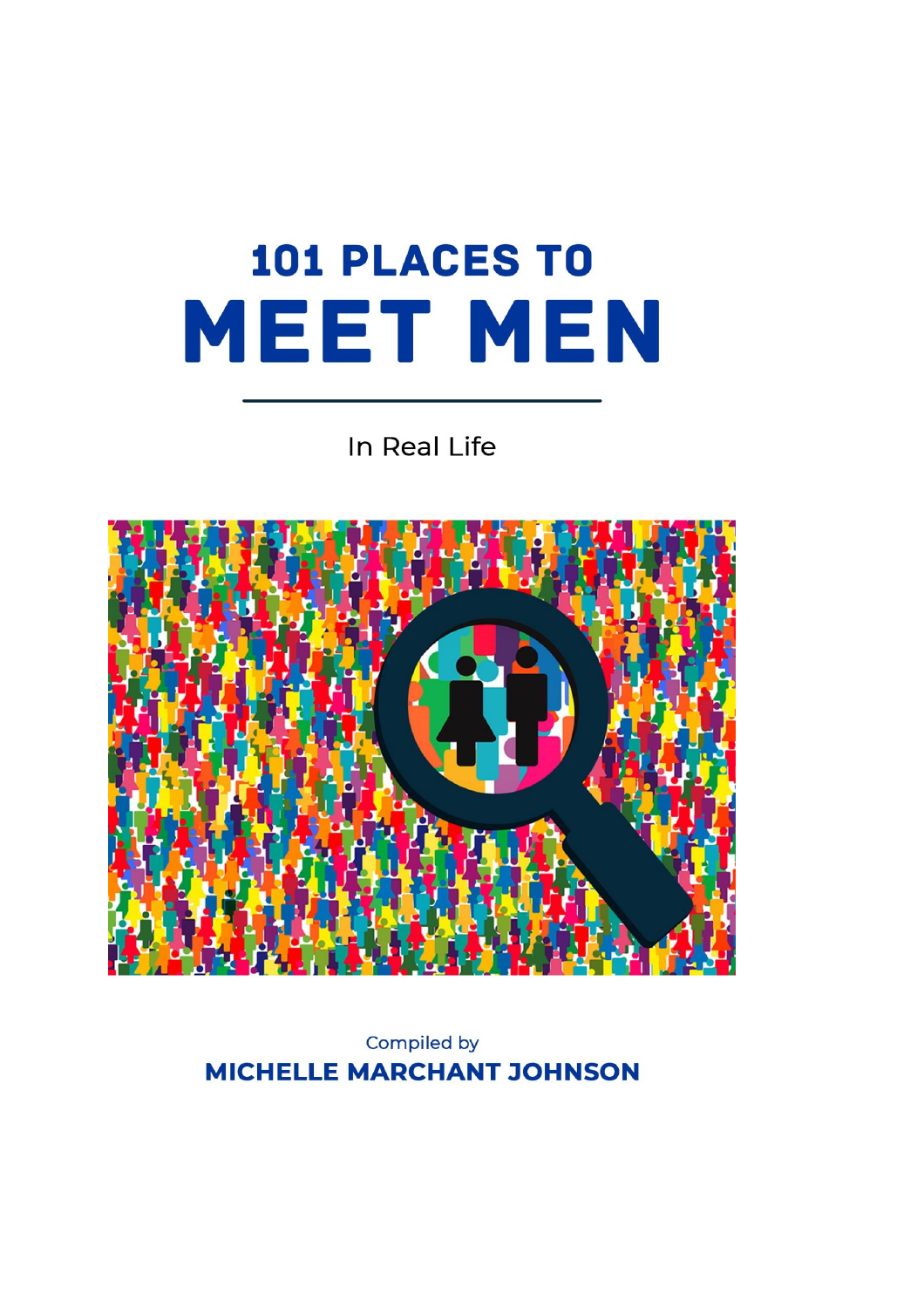# 101 PLACES TO MEET MEN

In Real Life

Compiled by

**MICHELLE MARCHANT JOHNSON**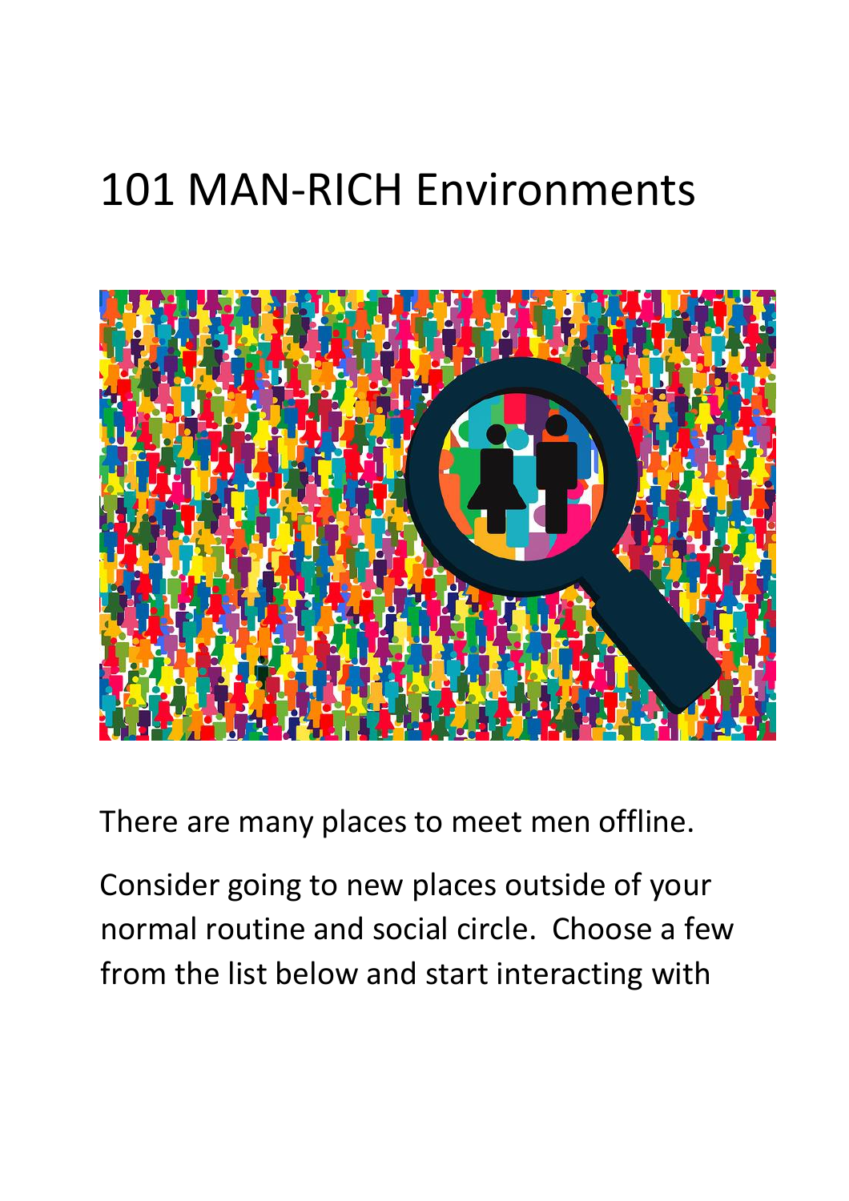# 101 MAN-RICH Environments

There are many places to meet men offline.

Consider going to new places outside of your normal routine and social circle. Choose a few from the list below and start interacting with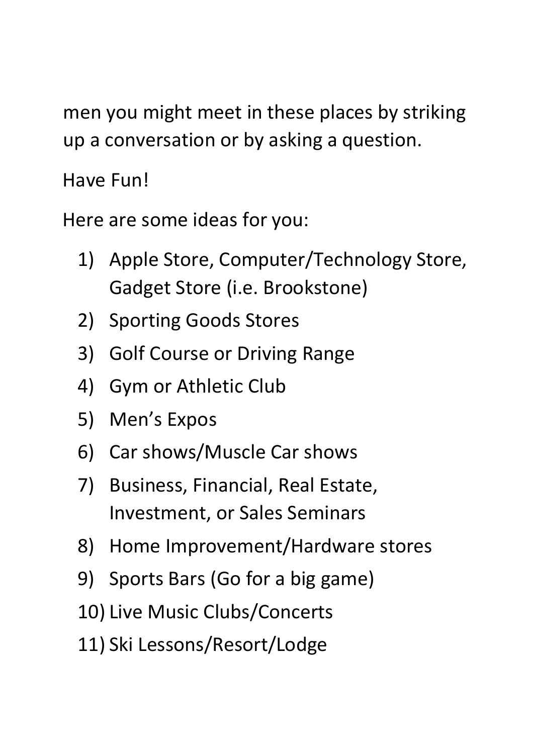men you might meet in these places by striking up a conversation or by asking a question.

Have Fun!

Here are some ideas for you:

1) Apple Store, Computer/Technology Store, Gadget Store (i.e. Brookstone)
2) Sporting Goods Stores
3) Golf Course or Driving Range
4) Gym or Athletic Club
5) Men's Expos
6) Car shows/Muscle Car shows
7) Business, Financial, Real Estate, Investment, or Sales Seminars
8) Home Improvement/Hardware stores
9) Sports Bars (Go for a big game)
10) Live Music Clubs/Concerts
11) Ski Lessons/Resort/Lodge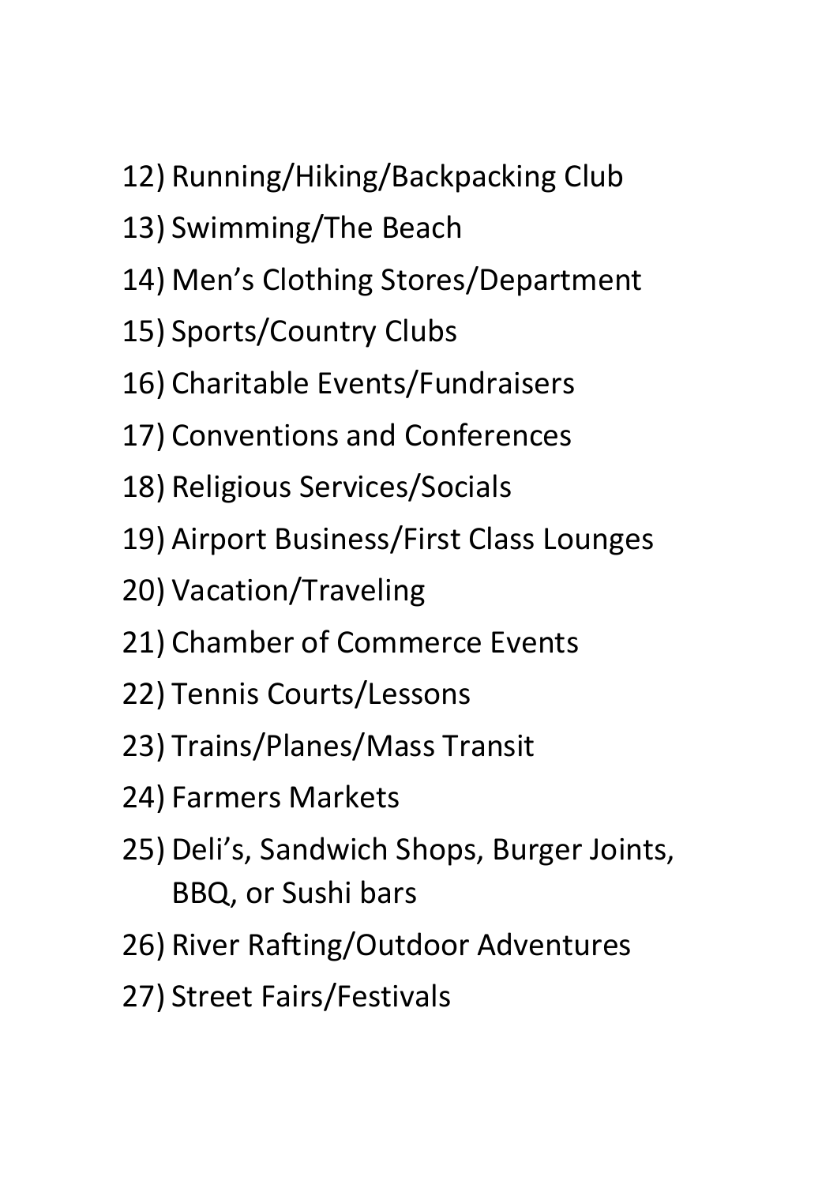12) Running/Hiking/Backpacking Club
13) Swimming/The Beach
14) Men's Clothing Stores/Department
15) Sports/Country Clubs
16) Charitable Events/Fundraisers
17) Conventions and Conferences
18) Religious Services/Socials
19) Airport Business/First Class Lounges
20) Vacation/Traveling
21) Chamber of Commerce Events
22) Tennis Courts/Lessons
23) Trains/Planes/Mass Transit
24) Farmers Markets
25) Deli's, Sandwich Shops, Burger Joints, BBQ, or Sushi bars
26) River Rafting/Outdoor Adventures
27) Street Fairs/Festivals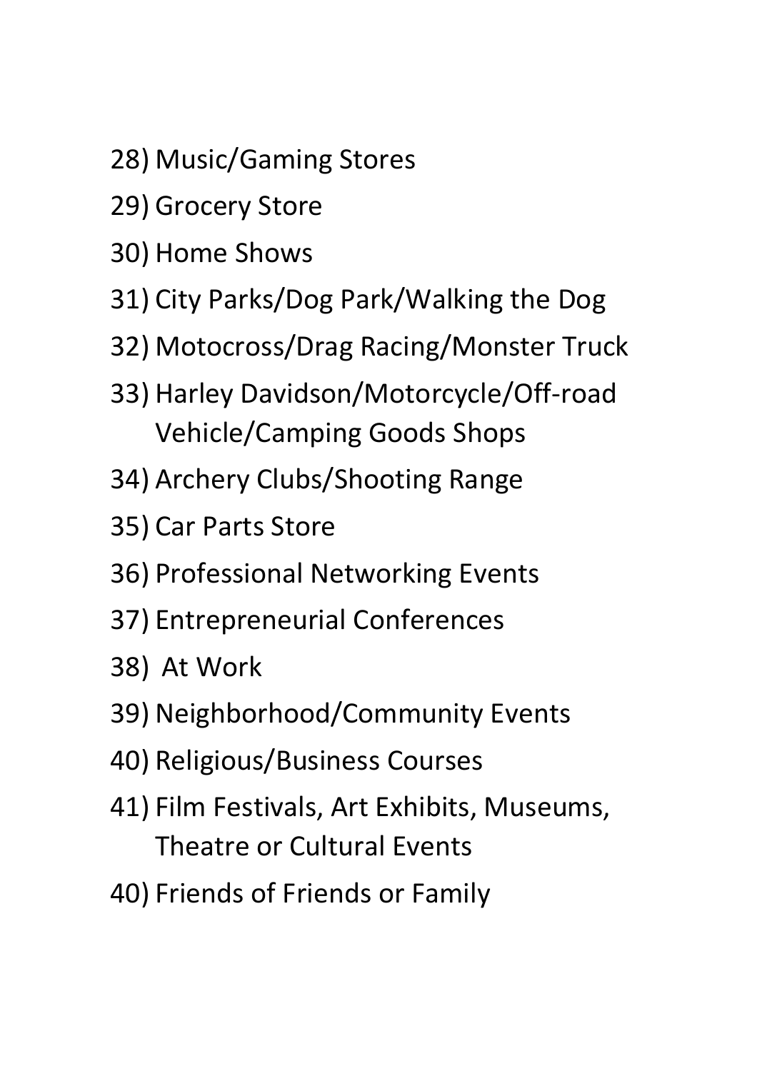28) Music/Gaming Stores
29) Grocery Store
30) Home Shows
31) City Parks/Dog Park/Walking the Dog
32) Motocross/Drag Racing/Monster Truck
33) Harley Davidson/Motorcycle/Off-road Vehicle/Camping Goods Shops
34) Archery Clubs/Shooting Range
35) Car Parts Store
36) Professional Networking Events
37) Entrepreneurial Conferences
38) At Work
39) Neighborhood/Community Events
40) Religious/Business Courses
41) Film Festivals, Art Exhibits, Museums, Theatre or Cultural Events
40) Friends of Friends or Family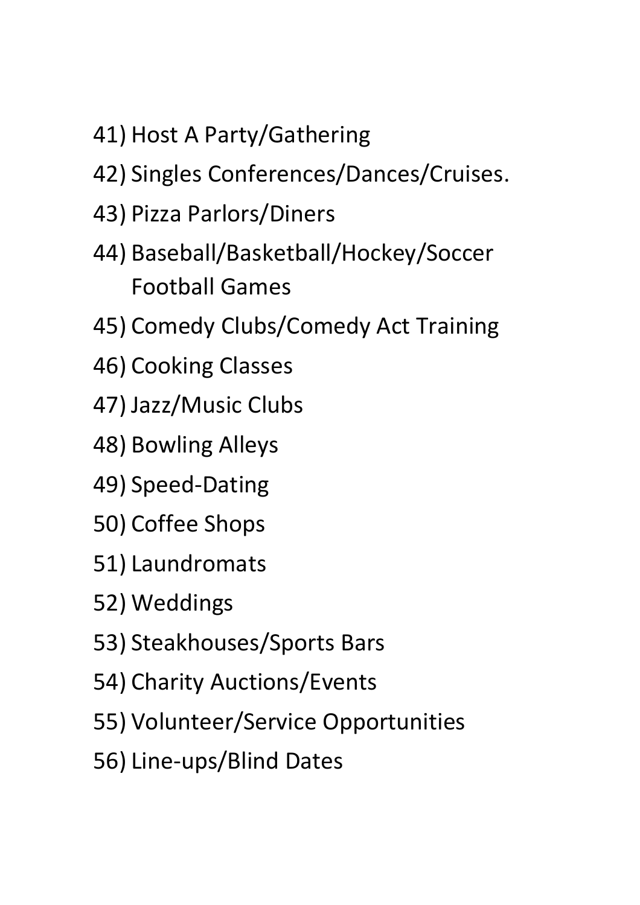41) Host A Party/Gathering
42) Singles Conferences/Dances/Cruises.
43) Pizza Parlors/Diners
44) Baseball/Basketball/Hockey/Soccer Football Games
45) Comedy Clubs/Comedy Act Training
46) Cooking Classes
47) Jazz/Music Clubs
48) Bowling Alleys
49) Speed-Dating
50) Coffee Shops
51) Laundromats
52) Weddings
53) Steakhouses/Sports Bars
54) Charity Auctions/Events
55) Volunteer/Service Opportunities
56) Line-ups/Blind Dates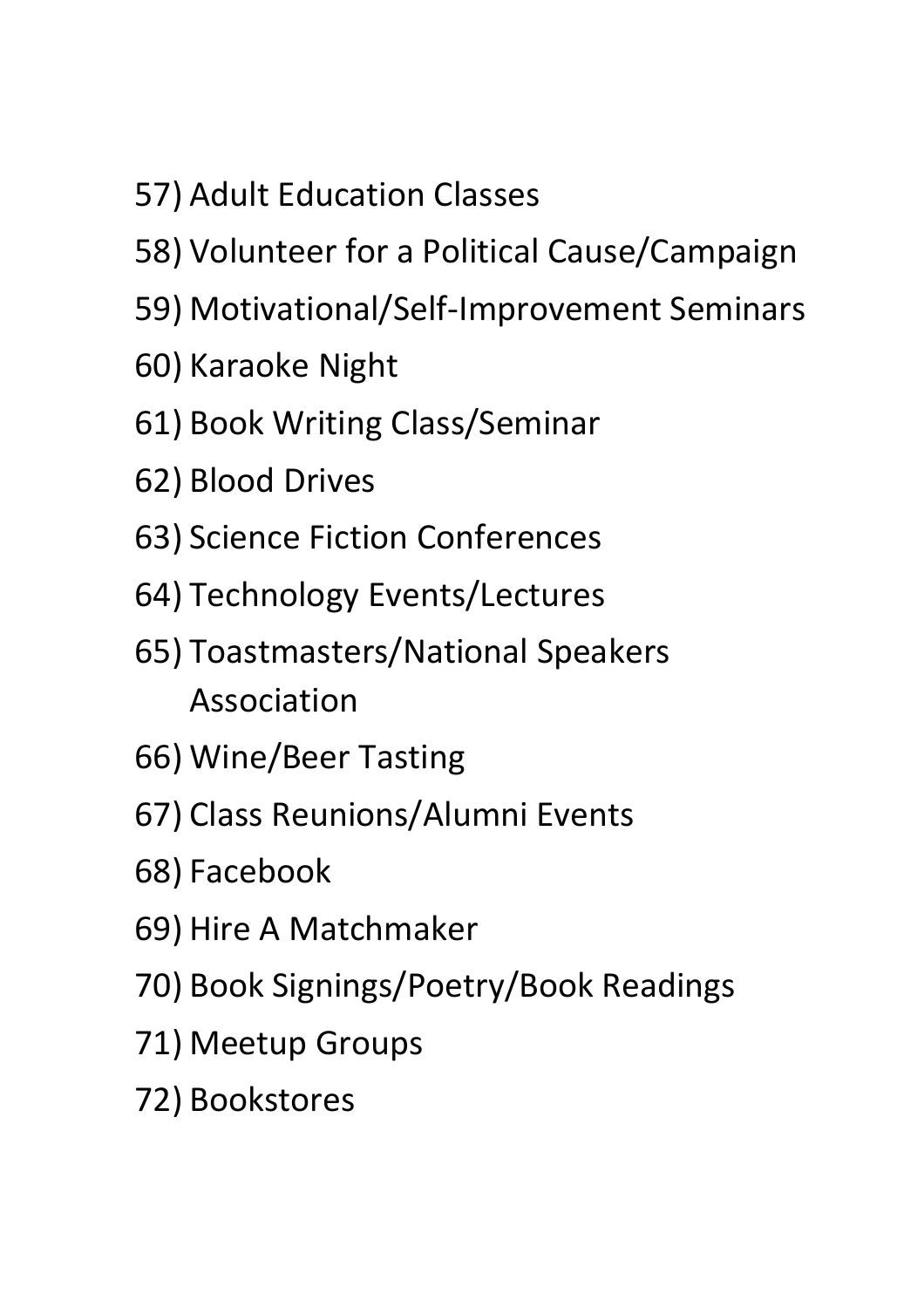57) Adult Education Classes
58) Volunteer for a Political Cause/Campaign
59) Motivational/Self-Improvement Seminars
60) Karaoke Night
61) Book Writing Class/Seminar
62) Blood Drives
63) Science Fiction Conferences
64) Technology Events/Lectures
65) Toastmasters/National Speakers Association
66) Wine/Beer Tasting
67) Class Reunions/Alumni Events
68) Facebook
69) Hire A Matchmaker
70) Book Signings/Poetry/Book Readings
71) Meetup Groups
72) Bookstores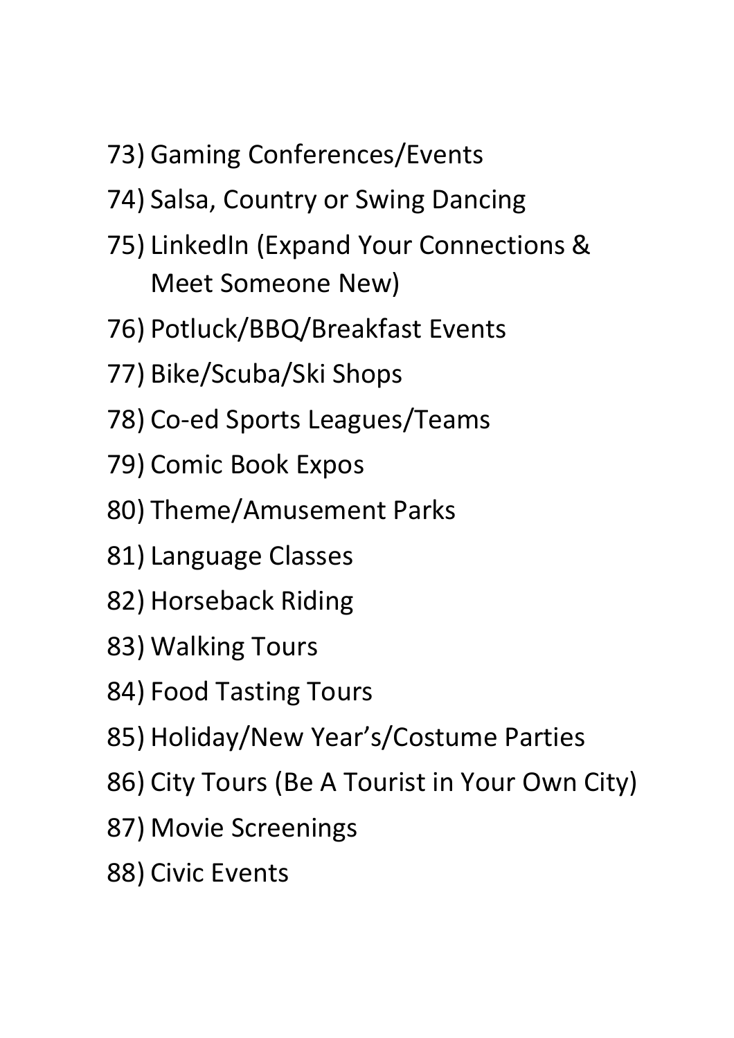73) Gaming Conferences/Events
74) Salsa, Country or Swing Dancing
75) LinkedIn (Expand Your Connections & Meet Someone New)
76) Potluck/BBQ/Breakfast Events
77) Bike/Scuba/Ski Shops
78) Co-ed Sports Leagues/Teams
79) Comic Book Expos
80) Theme/Amusement Parks
81) Language Classes
82) Horseback Riding
83) Walking Tours
84) Food Tasting Tours
85) Holiday/New Year's/Costume Parties
86) City Tours (Be A Tourist in Your Own City)
87) Movie Screenings
88) Civic Events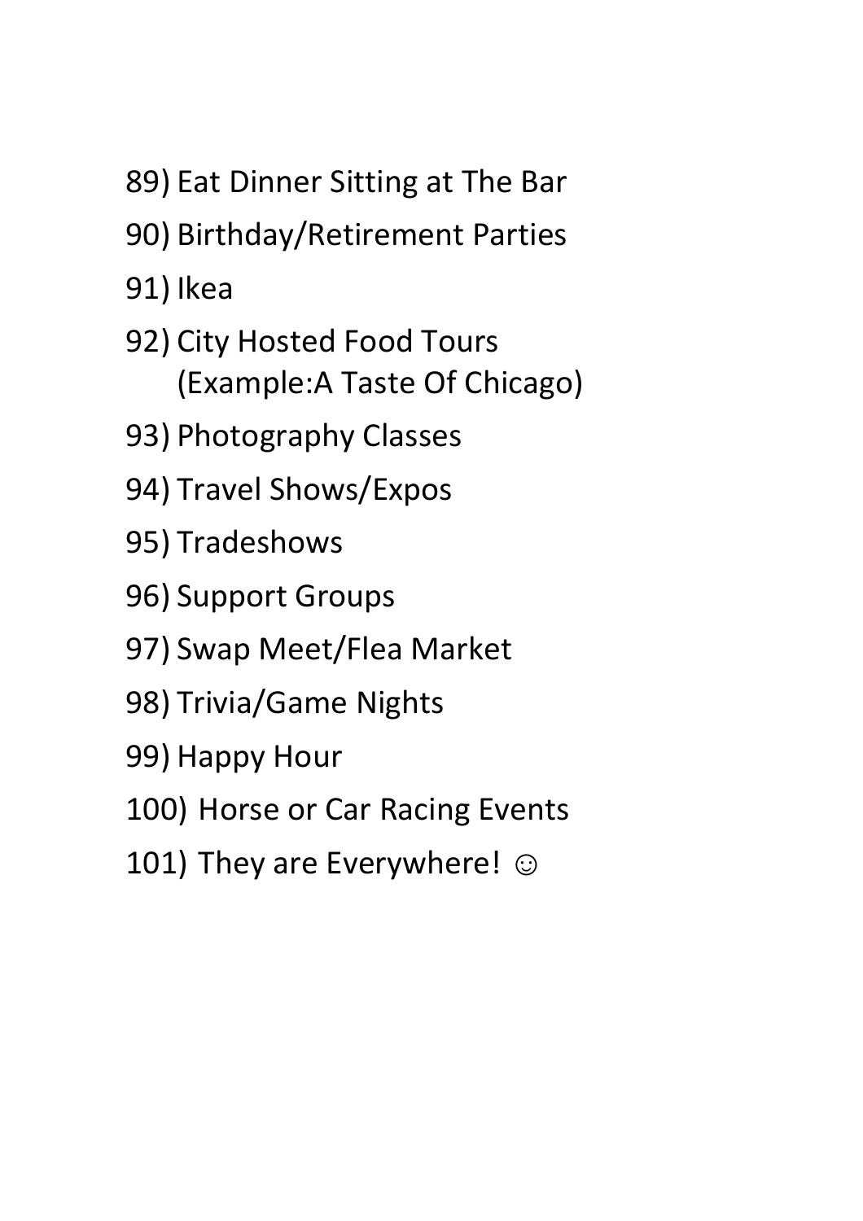89) Eat Dinner Sitting at The Bar
90) Birthday/Retirement Parties
91) Ikea
92) City Hosted Food Tours (Example:A Taste Of Chicago)
93) Photography Classes
94) Travel Shows/Expos
95) Tradeshows
96) Support Groups
97) Swap Meet/Flea Market
98) Trivia/Game Nights
99) Happy Hour
100) Horse or Car Racing Events
101) They are Everywhere! ☺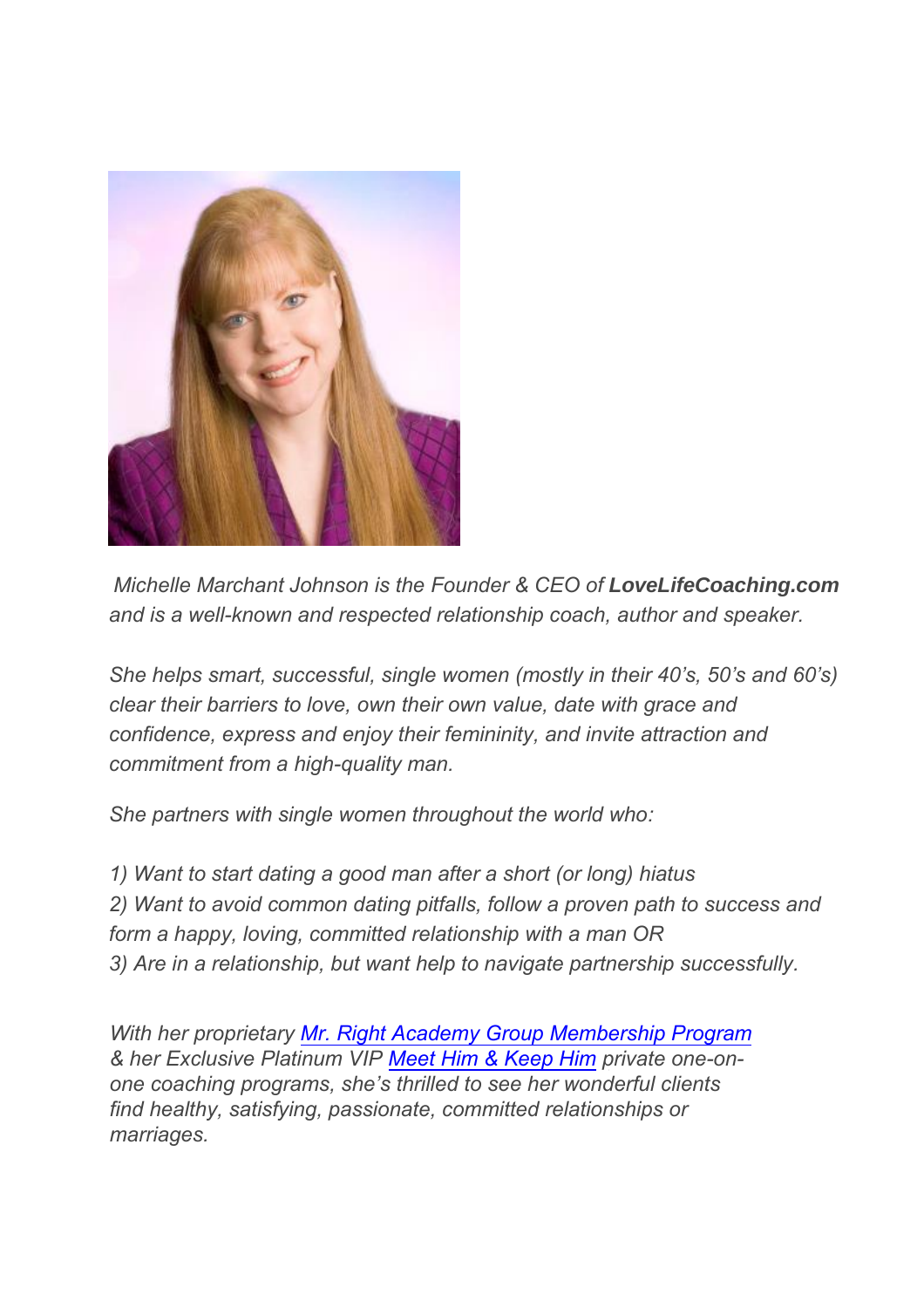*Michelle Marchant Johnson is the Founder & CEO of **LoveLifeCoaching.com** and is a well-known and respected relationship coach, author and speaker.*

*She helps smart, successful, single women (mostly in their 40's, 50's and 60's) clear their barriers to love, own their own value, date with grace and confidence, express and enjoy their femininity, and invite attraction and commitment from a high-quality man.*

*She partners with single women throughout the world who:*

*1) Want to start dating a good man after a short (or long) hiatus*
*2) Want to avoid common dating pitfalls, follow a proven path to success and form a happy, loving, committed relationship with a man OR*
*3) Are in a relationship, but want help to navigate partnership successfully.*

*With her proprietary Mr. Right Academy Group Membership Program & her Exclusive Platinum VIP Meet Him & Keep Him private one-on-one coaching programs, she's thrilled to see her wonderful clients find healthy, satisfying, passionate, committed relationships or marriages.*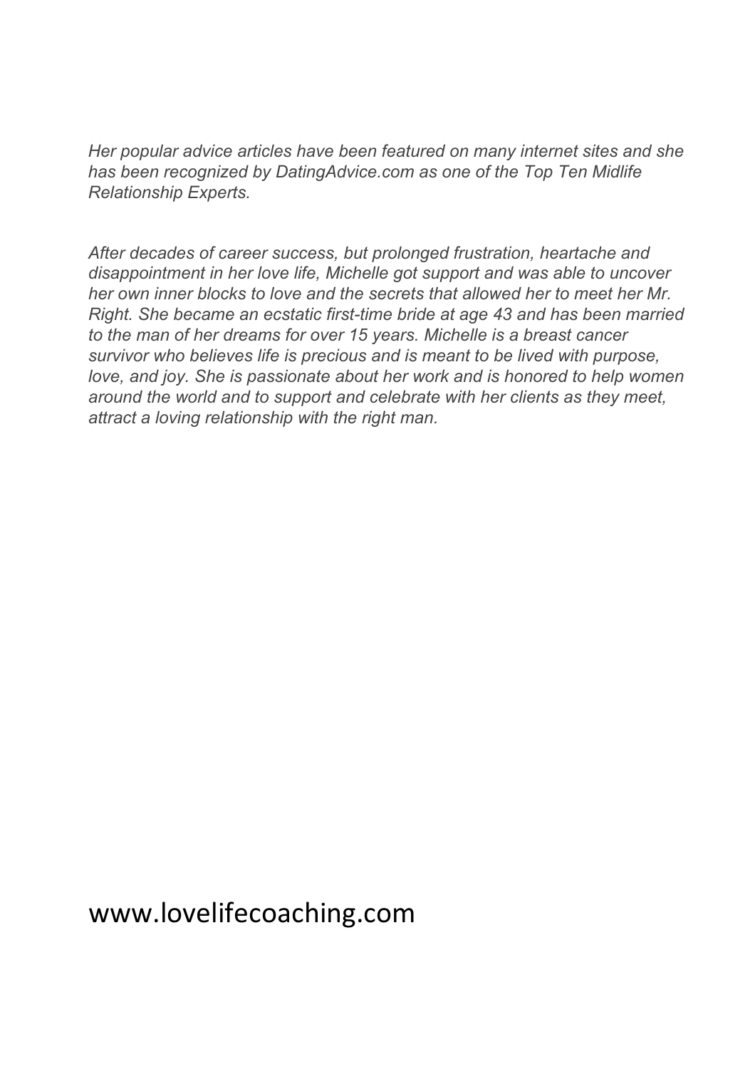*Her popular advice articles have been featured on many internet sites and she has been recognized by DatingAdvice.com as one of the Top Ten Midlife Relationship Experts.*

*After decades of career success, but prolonged frustration, heartache and disappointment in her love life, Michelle got support and was able to uncover her own inner blocks to love and the secrets that allowed her to meet her Mr. Right. She became an ecstatic first-time bride at age 43 and has been married to the man of her dreams for over 15 years. Michelle is a breast cancer survivor who believes life is precious and is meant to be lived with purpose, love, and joy. She is passionate about her work and is honored to help women around the world and to support and celebrate with her clients as they meet, attract a loving relationship with the right man.*

www.lovelifecoaching.com